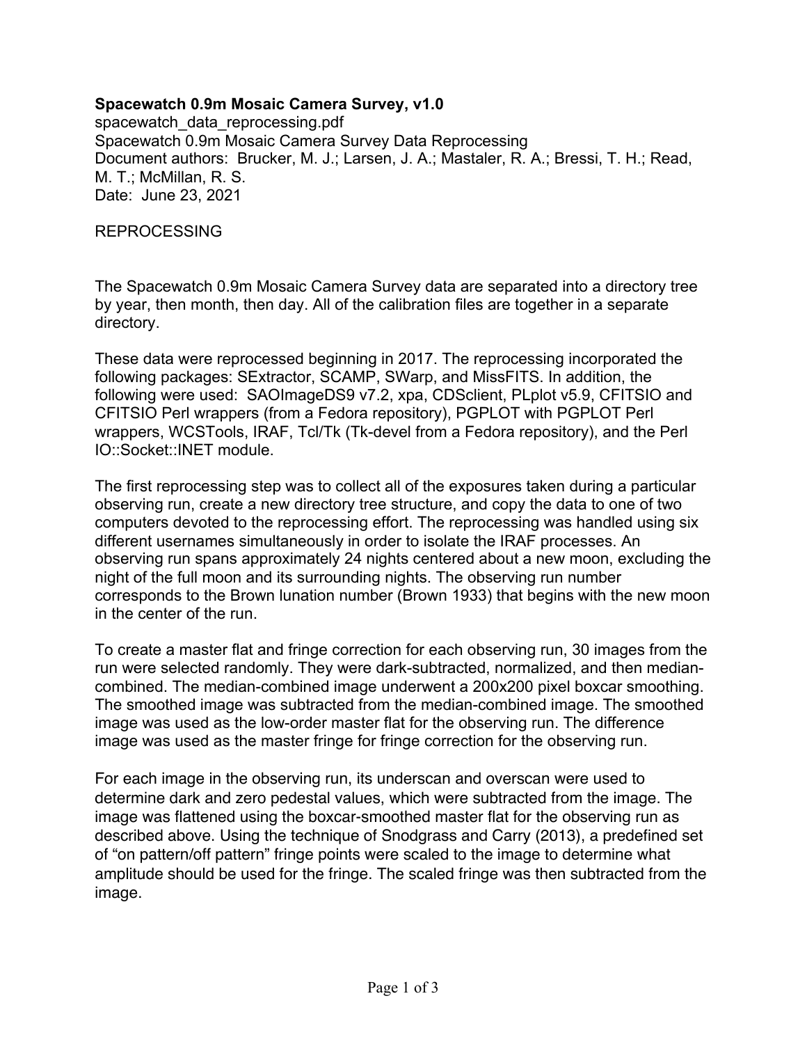**Spacewatch 0.9m Mosaic Camera Survey, v1.0**
spacewatch_data_reprocessing.pdf
Spacewatch 0.9m Mosaic Camera Survey Data Reprocessing
Document authors: Brucker, M. J.; Larsen, J. A.; Mastaler, R. A.; Bressi, T. H.; Read, M. T.; McMillan, R. S.
Date: June 23, 2021

REPROCESSING

The Spacewatch 0.9m Mosaic Camera Survey data are separated into a directory tree by year, then month, then day. All of the calibration files are together in a separate directory.

These data were reprocessed beginning in 2017. The reprocessing incorporated the following packages: SExtractor, SCAMP, SWarp, and MissFITS. In addition, the following were used: SAOImageDS9 v7.2, xpa, CDSclient, PLplot v5.9, CFITSIO and CFITSIO Perl wrappers (from a Fedora repository), PGPLOT with PGPLOT Perl wrappers, WCSTools, IRAF, Tcl/Tk (Tk-devel from a Fedora repository), and the Perl IO::Socket::INET module.

The first reprocessing step was to collect all of the exposures taken during a particular observing run, create a new directory tree structure, and copy the data to one of two computers devoted to the reprocessing effort. The reprocessing was handled using six different usernames simultaneously in order to isolate the IRAF processes. An observing run spans approximately 24 nights centered about a new moon, excluding the night of the full moon and its surrounding nights. The observing run number corresponds to the Brown lunation number (Brown 1933) that begins with the new moon in the center of the run.

To create a master flat and fringe correction for each observing run, 30 images from the run were selected randomly. They were dark-subtracted, normalized, and then median-combined. The median-combined image underwent a 200x200 pixel boxcar smoothing. The smoothed image was subtracted from the median-combined image. The smoothed image was used as the low-order master flat for the observing run. The difference image was used as the master fringe for fringe correction for the observing run.

For each image in the observing run, its underscan and overscan were used to determine dark and zero pedestal values, which were subtracted from the image. The image was flattened using the boxcar-smoothed master flat for the observing run as described above. Using the technique of Snodgrass and Carry (2013), a predefined set of “on pattern/off pattern” fringe points were scaled to the image to determine what amplitude should be used for the fringe. The scaled fringe was then subtracted from the image.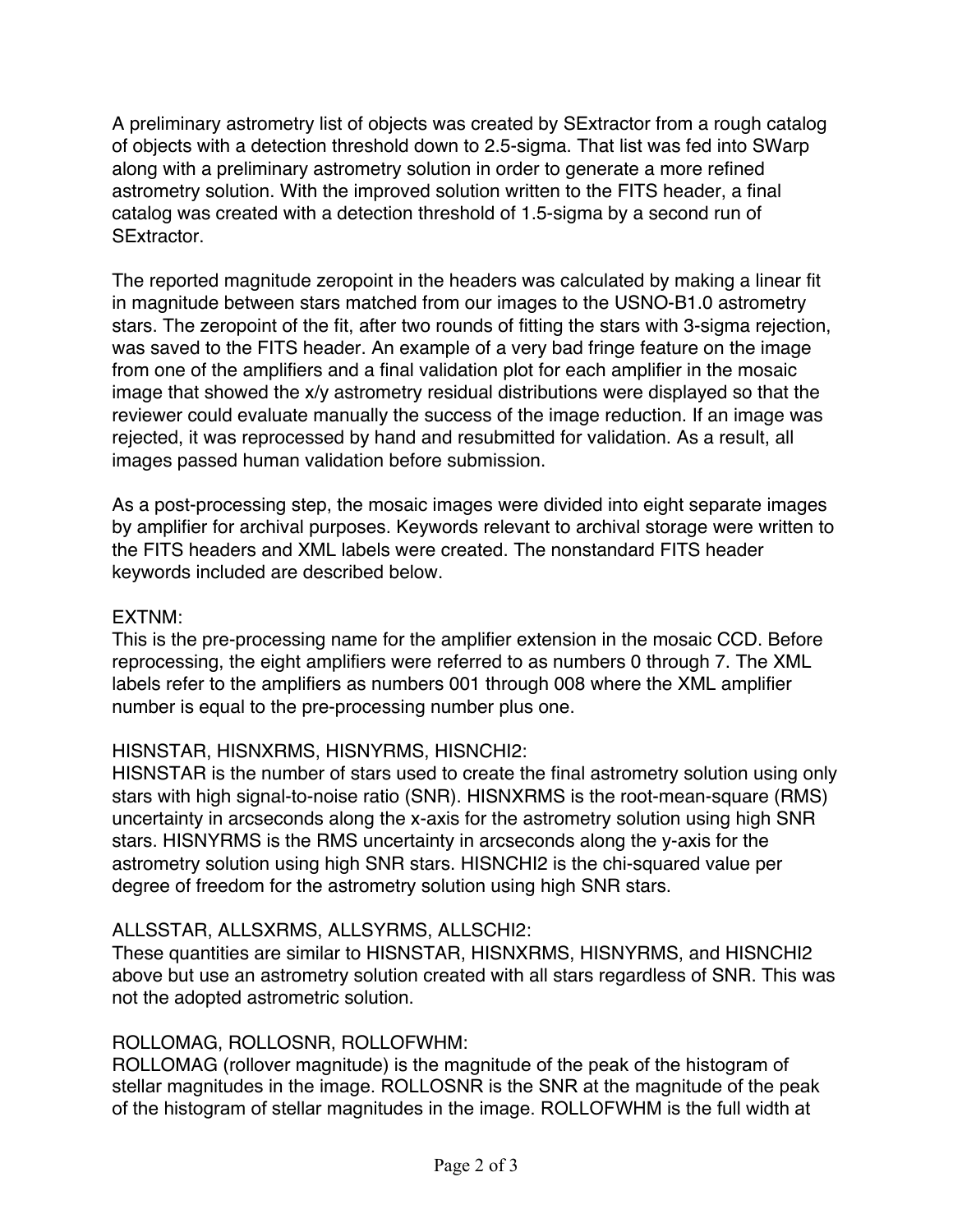A preliminary astrometry list of objects was created by SExtractor from a rough catalog of objects with a detection threshold down to 2.5-sigma. That list was fed into SWarp along with a preliminary astrometry solution in order to generate a more refined astrometry solution. With the improved solution written to the FITS header, a final catalog was created with a detection threshold of 1.5-sigma by a second run of SExtractor.

The reported magnitude zeropoint in the headers was calculated by making a linear fit in magnitude between stars matched from our images to the USNO-B1.0 astrometry stars. The zeropoint of the fit, after two rounds of fitting the stars with 3-sigma rejection, was saved to the FITS header. An example of a very bad fringe feature on the image from one of the amplifiers and a final validation plot for each amplifier in the mosaic image that showed the x/y astrometry residual distributions were displayed so that the reviewer could evaluate manually the success of the image reduction. If an image was rejected, it was reprocessed by hand and resubmitted for validation. As a result, all images passed human validation before submission.

As a post-processing step, the mosaic images were divided into eight separate images by amplifier for archival purposes. Keywords relevant to archival storage were written to the FITS headers and XML labels were created. The nonstandard FITS header keywords included are described below.

EXTNM:
This is the pre-processing name for the amplifier extension in the mosaic CCD. Before reprocessing, the eight amplifiers were referred to as numbers 0 through 7. The XML labels refer to the amplifiers as numbers 001 through 008 where the XML amplifier number is equal to the pre-processing number plus one.

HISNSTAR, HISNXRMS, HISNYRMS, HISNCHI2:
HISNSTAR is the number of stars used to create the final astrometry solution using only stars with high signal-to-noise ratio (SNR). HISNXRMS is the root-mean-square (RMS) uncertainty in arcseconds along the x-axis for the astrometry solution using high SNR stars. HISNYRMS is the RMS uncertainty in arcseconds along the y-axis for the astrometry solution using high SNR stars. HISNCHI2 is the chi-squared value per degree of freedom for the astrometry solution using high SNR stars.

ALLSSTAR, ALLSXRMS, ALLSYRMS, ALLSCHI2:
These quantities are similar to HISNSTAR, HISNXRMS, HISNYRMS, and HISNCHI2 above but use an astrometry solution created with all stars regardless of SNR. This was not the adopted astrometric solution.

ROLLOMAG, ROLLOSNR, ROLLOFWHM:
ROLLOMAG (rollover magnitude) is the magnitude of the peak of the histogram of stellar magnitudes in the image. ROLLOSNR is the SNR at the magnitude of the peak of the histogram of stellar magnitudes in the image. ROLLOFWHM is the full width at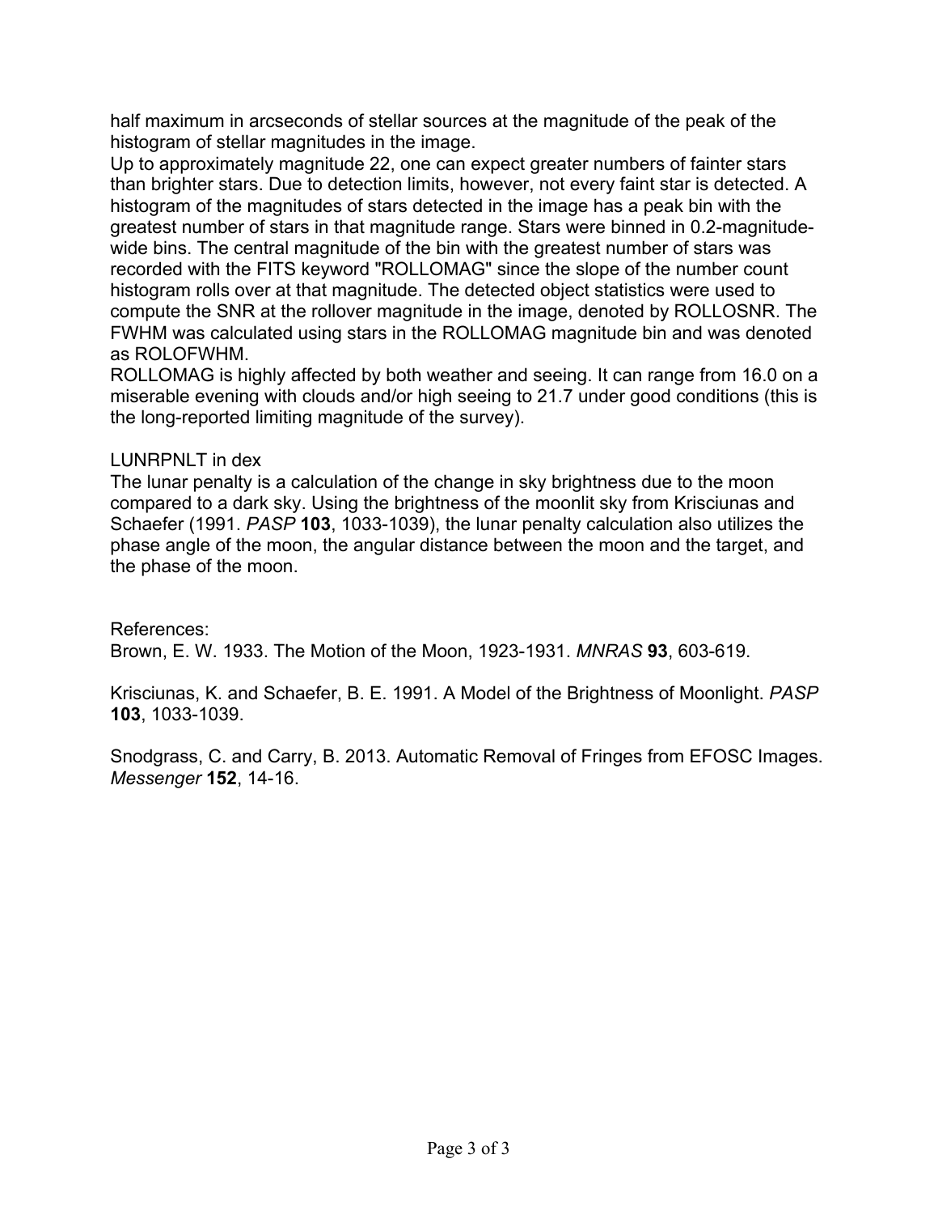half maximum in arcseconds of stellar sources at the magnitude of the peak of the histogram of stellar magnitudes in the image.

Up to approximately magnitude 22, one can expect greater numbers of fainter stars than brighter stars. Due to detection limits, however, not every faint star is detected. A histogram of the magnitudes of stars detected in the image has a peak bin with the greatest number of stars in that magnitude range. Stars were binned in 0.2-magnitude-wide bins. The central magnitude of the bin with the greatest number of stars was recorded with the FITS keyword "ROLLOMAG" since the slope of the number count histogram rolls over at that magnitude. The detected object statistics were used to compute the SNR at the rollover magnitude in the image, denoted by ROLLOSNR. The FWHM was calculated using stars in the ROLLOMAG magnitude bin and was denoted as ROLOFWHM.

ROLLOMAG is highly affected by both weather and seeing. It can range from 16.0 on a miserable evening with clouds and/or high seeing to 21.7 under good conditions (this is the long-reported limiting magnitude of the survey).

LUNRPNLT in dex

The lunar penalty is a calculation of the change in sky brightness due to the moon compared to a dark sky. Using the brightness of the moonlit sky from Krisciunas and Schaefer (1991. *PASP* **103**, 1033-1039), the lunar penalty calculation also utilizes the phase angle of the moon, the angular distance between the moon and the target, and the phase of the moon.

References:

Brown, E. W. 1933. The Motion of the Moon, 1923-1931. *MNRAS* **93**, 603-619.

Krisciunas, K. and Schaefer, B. E. 1991. A Model of the Brightness of Moonlight. *PASP* **103**, 1033-1039.

Snodgrass, C. and Carry, B. 2013. Automatic Removal of Fringes from EFOSC Images. *Messenger* **152**, 14-16.